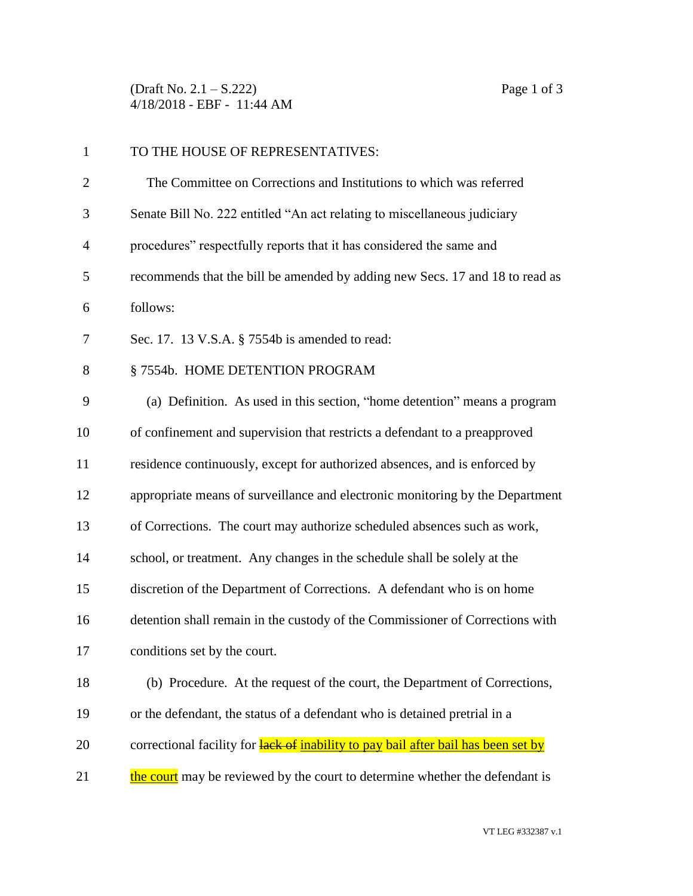(Draft No. 2.1 – S.222)
4/18/2018 - EBF - 11:44 AM

TO THE HOUSE OF REPRESENTATIVES:

The Committee on Corrections and Institutions to which was referred Senate Bill No. 222 entitled "An act relating to miscellaneous judiciary procedures" respectfully reports that it has considered the same and recommends that the bill be amended by adding new Secs. 17 and 18 to read as follows:

Sec. 17. 13 V.S.A. § 7554b is amended to read:

§ 7554b. HOME DETENTION PROGRAM

(a) Definition. As used in this section, "home detention" means a program of confinement and supervision that restricts a defendant to a preapproved residence continuously, except for authorized absences, and is enforced by appropriate means of surveillance and electronic monitoring by the Department of Corrections. The court may authorize scheduled absences such as work, school, or treatment. Any changes in the schedule shall be solely at the discretion of the Department of Corrections. A defendant who is on home detention shall remain in the custody of the Commissioner of Corrections with conditions set by the court.

(b) Procedure. At the request of the court, the Department of Corrections, or the defendant, the status of a defendant who is detained pretrial in a correctional facility for ~~lack of~~ inability to pay bail after bail has been set by the court may be reviewed by the court to determine whether the defendant is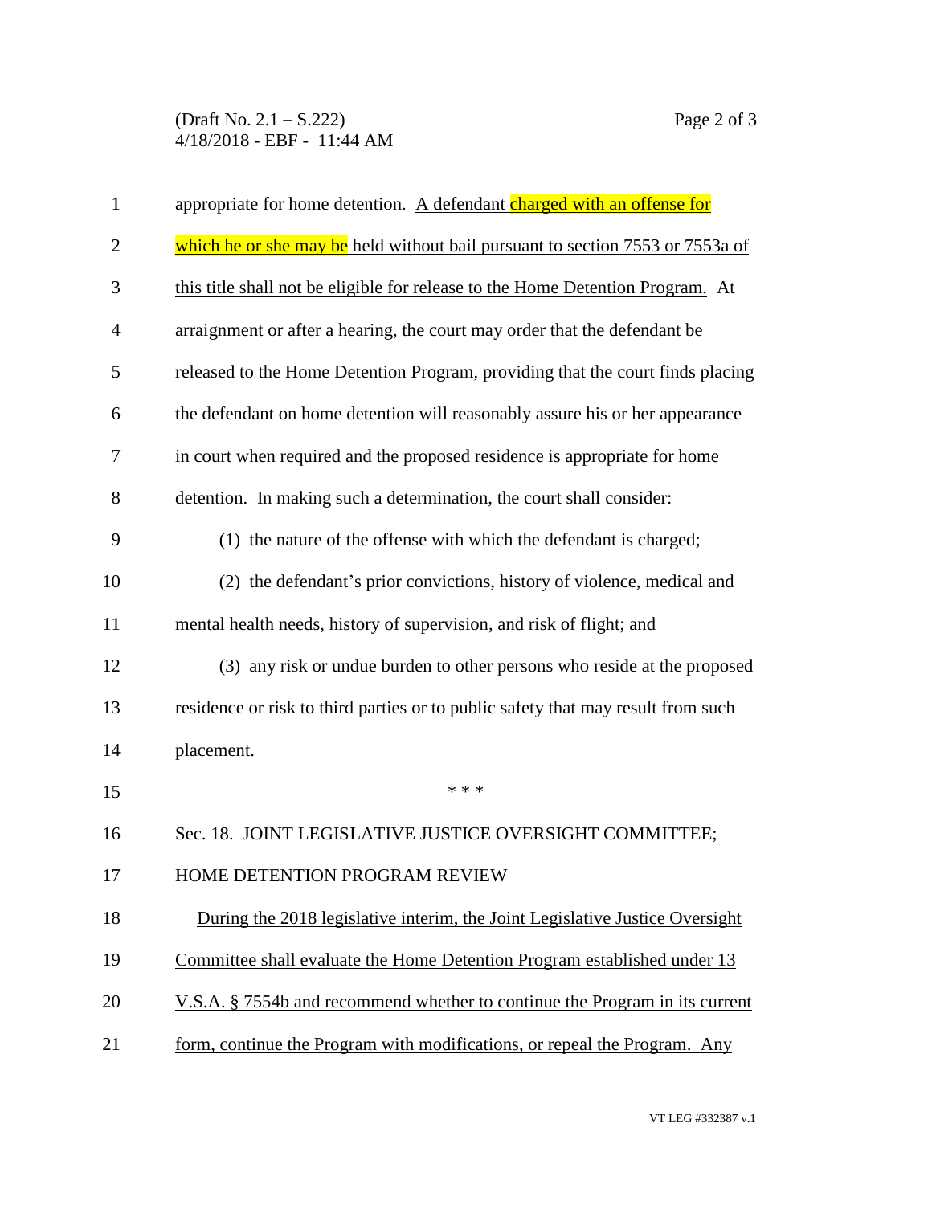appropriate for home detention. A defendant charged with an offense for which he or she may be held without bail pursuant to section 7553 or 7553a of this title shall not be eligible for release to the Home Detention Program. At arraignment or after a hearing, the court may order that the defendant be released to the Home Detention Program, providing that the court finds placing the defendant on home detention will reasonably assure his or her appearance in court when required and the proposed residence is appropriate for home detention. In making such a determination, the court shall consider:

(1) the nature of the offense with which the defendant is charged;

(2) the defendant's prior convictions, history of violence, medical and mental health needs, history of supervision, and risk of flight; and

(3) any risk or undue burden to other persons who reside at the proposed residence or risk to third parties or to public safety that may result from such placement.

\* \* \*

Sec. 18. JOINT LEGISLATIVE JUSTICE OVERSIGHT COMMITTEE; HOME DETENTION PROGRAM REVIEW

During the 2018 legislative interim, the Joint Legislative Justice Oversight Committee shall evaluate the Home Detention Program established under 13 V.S.A. § 7554b and recommend whether to continue the Program in its current form, continue the Program with modifications, or repeal the Program. Any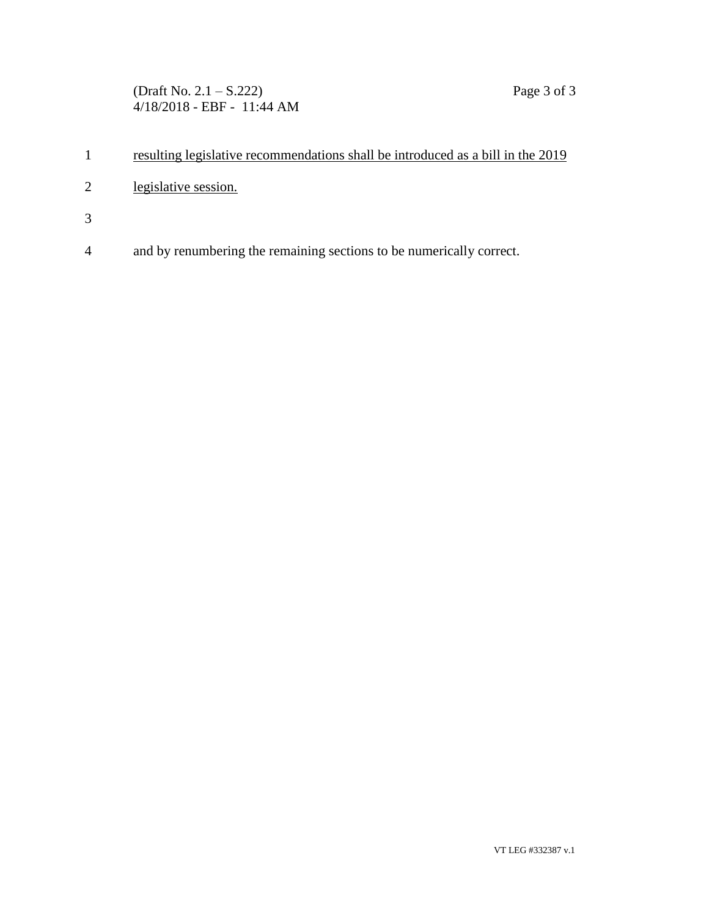<u>resulting legislative recommendations shall be introduced as a bill in the 2019 legislative session.</u>

and by renumbering the remaining sections to be numerically correct.